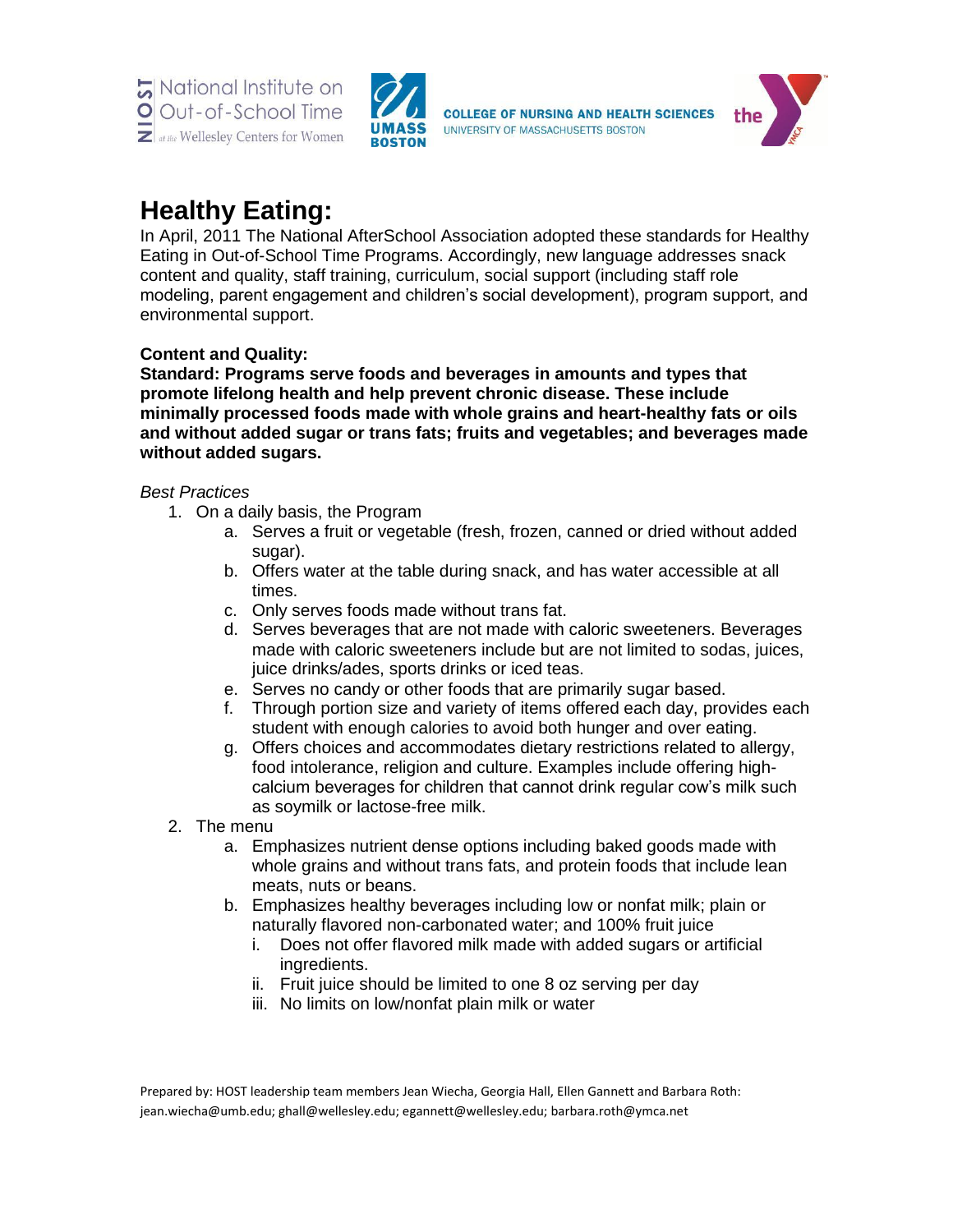# Healthy Eating:

In April, 2011 The National AfterSchool Association adopted these standards for Healthy Eating in Out-of-School Time Programs. Accordingly, new language addresses snack content and quality, staff training, curriculum, social support (including staff role modeling, parent engagement and children's social development), program support, and environmental support.

**Content and Quality:**

**Standard: Programs serve foods and beverages in amounts and types that promote lifelong health and help prevent chronic disease. These include minimally processed foods made with whole grains and heart-healthy fats or oils and without added sugar or trans fats; fruits and vegetables; and beverages made without added sugars.**

*Best Practices*

1. On a daily basis, the Program
   a. Serves a fruit or vegetable (fresh, frozen, canned or dried without added sugar).
   b. Offers water at the table during snack, and has water accessible at all times.
   c. Only serves foods made without trans fat.
   d. Serves beverages that are not made with caloric sweeteners. Beverages made with caloric sweeteners include but are not limited to sodas, juices, juice drinks/ades, sports drinks or iced teas.
   e. Serves no candy or other foods that are primarily sugar based.
   f. Through portion size and variety of items offered each day, provides each student with enough calories to avoid both hunger and over eating.
   g. Offers choices and accommodates dietary restrictions related to allergy, food intolerance, religion and culture. Examples include offering high-calcium beverages for children that cannot drink regular cow's milk such as soymilk or lactose-free milk.
2. The menu
   a. Emphasizes nutrient dense options including baked goods made with whole grains and without trans fats, and protein foods that include lean meats, nuts or beans.
   b. Emphasizes healthy beverages including low or nonfat milk; plain or naturally flavored non-carbonated water; and 100% fruit juice
      i. Does not offer flavored milk made with added sugars or artificial ingredients.
      ii. Fruit juice should be limited to one 8 oz serving per day
      iii. No limits on low/nonfat plain milk or water

Prepared by: HOST leadership team members Jean Wiecha, Georgia Hall, Ellen Gannett and Barbara Roth: jean.wiecha@umb.edu; ghall@wellesley.edu; egannett@wellesley.edu; barbara.roth@ymca.net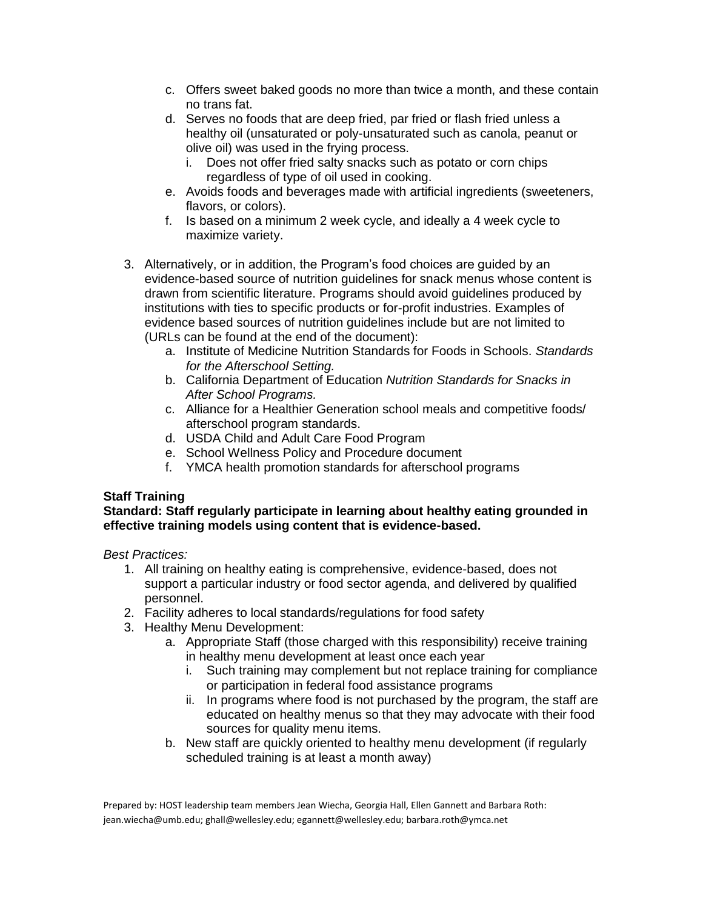c. Offers sweet baked goods no more than twice a month, and these contain no trans fat.
   d. Serves no foods that are deep fried, par fried or flash fried unless a healthy oil (unsaturated or poly-unsaturated such as canola, peanut or olive oil) was used in the frying process.
      i. Does not offer fried salty snacks such as potato or corn chips regardless of type of oil used in cooking.
   e. Avoids foods and beverages made with artificial ingredients (sweeteners, flavors, or colors).
   f. Is based on a minimum 2 week cycle, and ideally a 4 week cycle to maximize variety.

3. Alternatively, or in addition, the Program's food choices are guided by an evidence-based source of nutrition guidelines for snack menus whose content is drawn from scientific literature. Programs should avoid guidelines produced by institutions with ties to specific products or for-profit industries. Examples of evidence based sources of nutrition guidelines include but are not limited to (URLs can be found at the end of the document):
   a. Institute of Medicine Nutrition Standards for Foods in Schools. *Standards for the Afterschool Setting.*
   b. California Department of Education *Nutrition Standards for Snacks in After School Programs.*
   c. Alliance for a Healthier Generation school meals and competitive foods/ afterschool program standards.
   d. USDA Child and Adult Care Food Program
   e. School Wellness Policy and Procedure document
   f. YMCA health promotion standards for afterschool programs

**Staff Training**

**Standard: Staff regularly participate in learning about healthy eating grounded in effective training models using content that is evidence-based.**

*Best Practices:*

1. All training on healthy eating is comprehensive, evidence-based, does not support a particular industry or food sector agenda, and delivered by qualified personnel.
2. Facility adheres to local standards/regulations for food safety
3. Healthy Menu Development:
   a. Appropriate Staff (those charged with this responsibility) receive training in healthy menu development at least once each year
      i. Such training may complement but not replace training for compliance or participation in federal food assistance programs
      ii. In programs where food is not purchased by the program, the staff are educated on healthy menus so that they may advocate with their food sources for quality menu items.
   b. New staff are quickly oriented to healthy menu development (if regularly scheduled training is at least a month away)

Prepared by: HOST leadership team members Jean Wiecha, Georgia Hall, Ellen Gannett and Barbara Roth: jean.wiecha@umb.edu; ghall@wellesley.edu; egannett@wellesley.edu; barbara.roth@ymca.net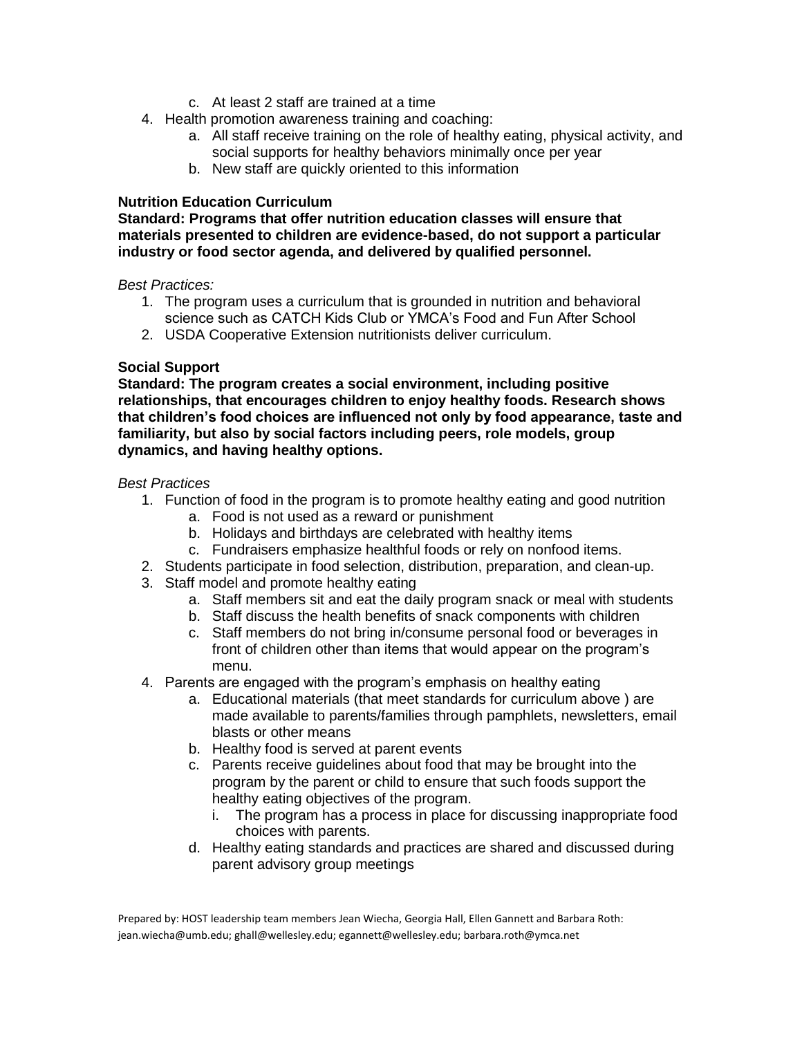c. At least 2 staff are trained at a time
4. Health promotion awareness training and coaching:
   a. All staff receive training on the role of healthy eating, physical activity, and social supports for healthy behaviors minimally once per year
   b. New staff are quickly oriented to this information

**Nutrition Education Curriculum**

**Standard: Programs that offer nutrition education classes will ensure that materials presented to children are evidence-based, do not support a particular industry or food sector agenda, and delivered by qualified personnel.**

*Best Practices:*

1. The program uses a curriculum that is grounded in nutrition and behavioral science such as CATCH Kids Club or YMCA's Food and Fun After School
2. USDA Cooperative Extension nutritionists deliver curriculum.

**Social Support**

**Standard: The program creates a social environment, including positive relationships, that encourages children to enjoy healthy foods. Research shows that children's food choices are influenced not only by food appearance, taste and familiarity, but also by social factors including peers, role models, group dynamics, and having healthy options.**

*Best Practices*

1. Function of food in the program is to promote healthy eating and good nutrition
   a. Food is not used as a reward or punishment
   b. Holidays and birthdays are celebrated with healthy items
   c. Fundraisers emphasize healthful foods or rely on nonfood items.
2. Students participate in food selection, distribution, preparation, and clean-up.
3. Staff model and promote healthy eating
   a. Staff members sit and eat the daily program snack or meal with students
   b. Staff discuss the health benefits of snack components with children
   c. Staff members do not bring in/consume personal food or beverages in front of children other than items that would appear on the program's menu.
4. Parents are engaged with the program's emphasis on healthy eating
   a. Educational materials (that meet standards for curriculum above ) are made available to parents/families through pamphlets, newsletters, email blasts or other means
   b. Healthy food is served at parent events
   c. Parents receive guidelines about food that may be brought into the program by the parent or child to ensure that such foods support the healthy eating objectives of the program.
      i. The program has a process in place for discussing inappropriate food choices with parents.
   d. Healthy eating standards and practices are shared and discussed during parent advisory group meetings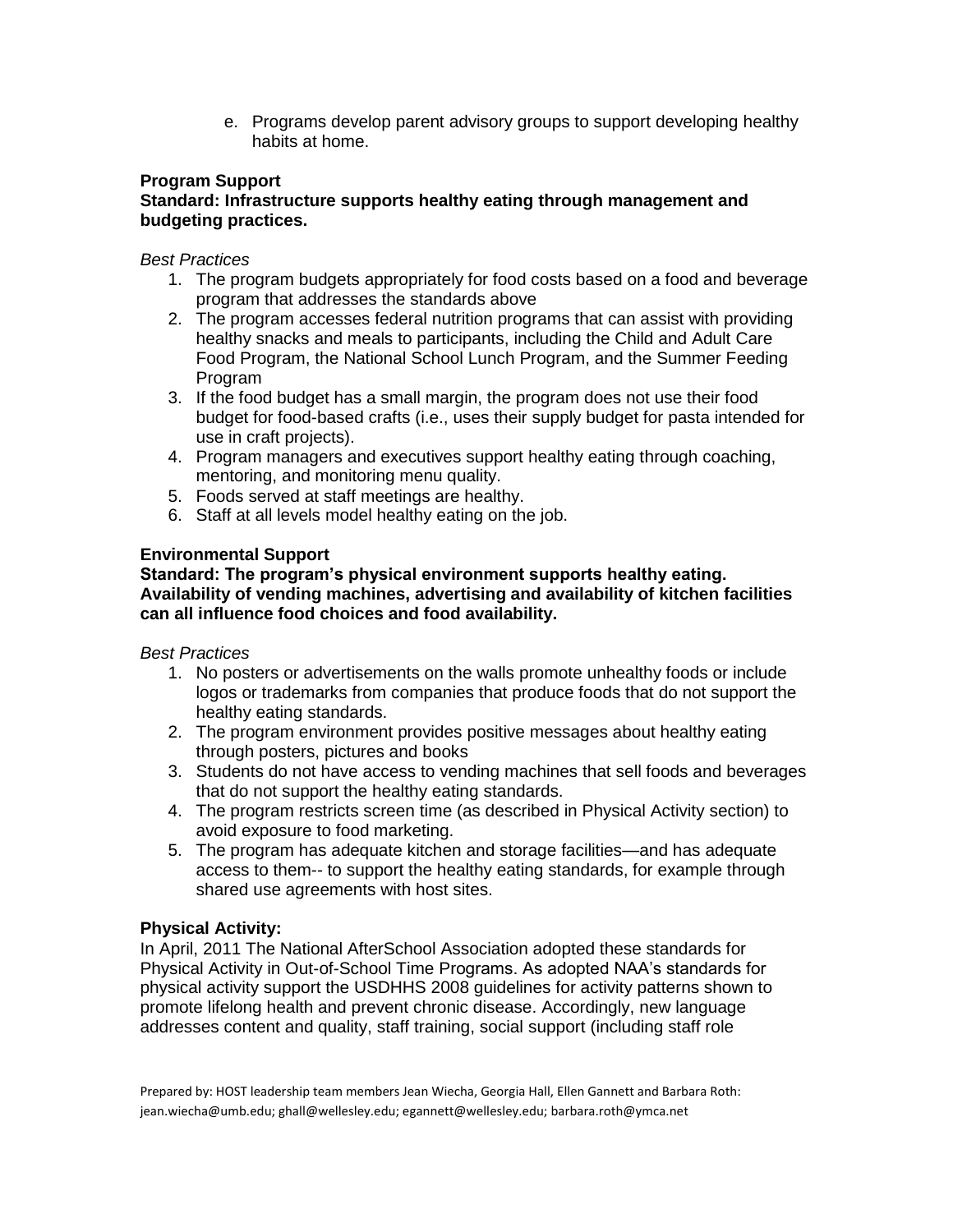e. Programs develop parent advisory groups to support developing healthy habits at home.

**Program Support**
**Standard: Infrastructure supports healthy eating through management and budgeting practices.**

*Best Practices*

1. The program budgets appropriately for food costs based on a food and beverage program that addresses the standards above
2. The program accesses federal nutrition programs that can assist with providing healthy snacks and meals to participants, including the Child and Adult Care Food Program, the National School Lunch Program, and the Summer Feeding Program
3. If the food budget has a small margin, the program does not use their food budget for food-based crafts (i.e., uses their supply budget for pasta intended for use in craft projects).
4. Program managers and executives support healthy eating through coaching, mentoring, and monitoring menu quality.
5. Foods served at staff meetings are healthy.
6. Staff at all levels model healthy eating on the job.

**Environmental Support**
**Standard: The program's physical environment supports healthy eating. Availability of vending machines, advertising and availability of kitchen facilities can all influence food choices and food availability.**

*Best Practices*

1. No posters or advertisements on the walls promote unhealthy foods or include logos or trademarks from companies that produce foods that do not support the healthy eating standards.
2. The program environment provides positive messages about healthy eating through posters, pictures and books
3. Students do not have access to vending machines that sell foods and beverages that do not support the healthy eating standards.
4. The program restricts screen time (as described in Physical Activity section) to avoid exposure to food marketing.
5. The program has adequate kitchen and storage facilities—and has adequate access to them-- to support the healthy eating standards, for example through shared use agreements with host sites.

**Physical Activity:**
In April, 2011 The National AfterSchool Association adopted these standards for Physical Activity in Out-of-School Time Programs. As adopted NAA's standards for physical activity support the USDHHS 2008 guidelines for activity patterns shown to promote lifelong health and prevent chronic disease. Accordingly, new language addresses content and quality, staff training, social support (including staff role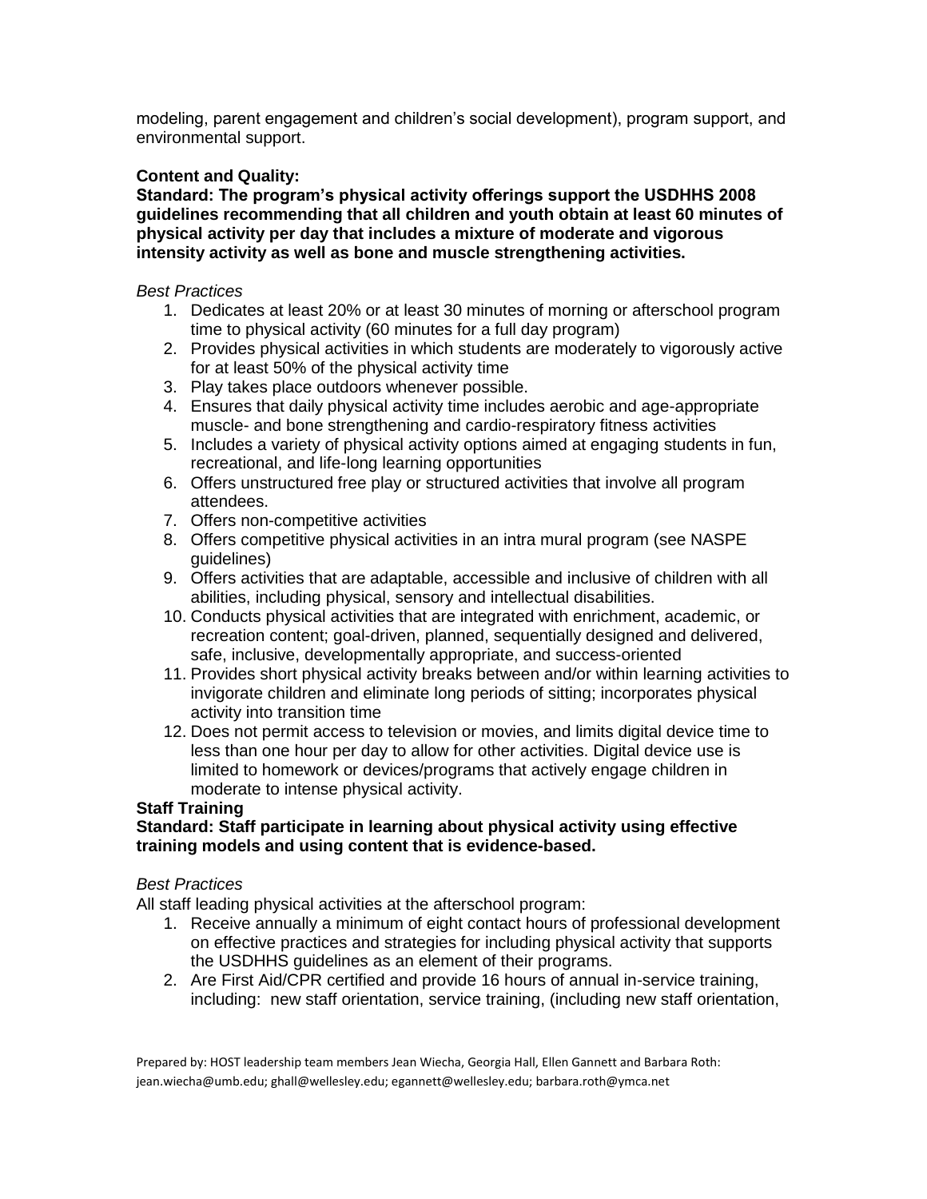modeling, parent engagement and children's social development), program support, and environmental support.

**Content and Quality:**

**Standard: The program's physical activity offerings support the USDHHS 2008 guidelines recommending that all children and youth obtain at least 60 minutes of physical activity per day that includes a mixture of moderate and vigorous intensity activity as well as bone and muscle strengthening activities.**

*Best Practices*

1. Dedicates at least 20% or at least 30 minutes of morning or afterschool program time to physical activity (60 minutes for a full day program)
2. Provides physical activities in which students are moderately to vigorously active for at least 50% of the physical activity time
3. Play takes place outdoors whenever possible.
4. Ensures that daily physical activity time includes aerobic and age-appropriate muscle- and bone strengthening and cardio-respiratory fitness activities
5. Includes a variety of physical activity options aimed at engaging students in fun, recreational, and life-long learning opportunities
6. Offers unstructured free play or structured activities that involve all program attendees.
7. Offers non-competitive activities
8. Offers competitive physical activities in an intra mural program (see NASPE guidelines)
9. Offers activities that are adaptable, accessible and inclusive of children with all abilities, including physical, sensory and intellectual disabilities.
10. Conducts physical activities that are integrated with enrichment, academic, or recreation content; goal-driven, planned, sequentially designed and delivered, safe, inclusive, developmentally appropriate, and success-oriented
11. Provides short physical activity breaks between and/or within learning activities to invigorate children and eliminate long periods of sitting; incorporates physical activity into transition time
12. Does not permit access to television or movies, and limits digital device time to less than one hour per day to allow for other activities. Digital device use is limited to homework or devices/programs that actively engage children in moderate to intense physical activity.

**Staff Training**

**Standard: Staff participate in learning about physical activity using effective training models and using content that is evidence-based.**

*Best Practices*

All staff leading physical activities at the afterschool program:

1. Receive annually a minimum of eight contact hours of professional development on effective practices and strategies for including physical activity that supports the USDHHS guidelines as an element of their programs.
2. Are First Aid/CPR certified and provide 16 hours of annual in-service training, including: new staff orientation, service training, (including new staff orientation,

Prepared by: HOST leadership team members Jean Wiecha, Georgia Hall, Ellen Gannett and Barbara Roth: jean.wiecha@umb.edu; ghall@wellesley.edu; egannett@wellesley.edu; barbara.roth@ymca.net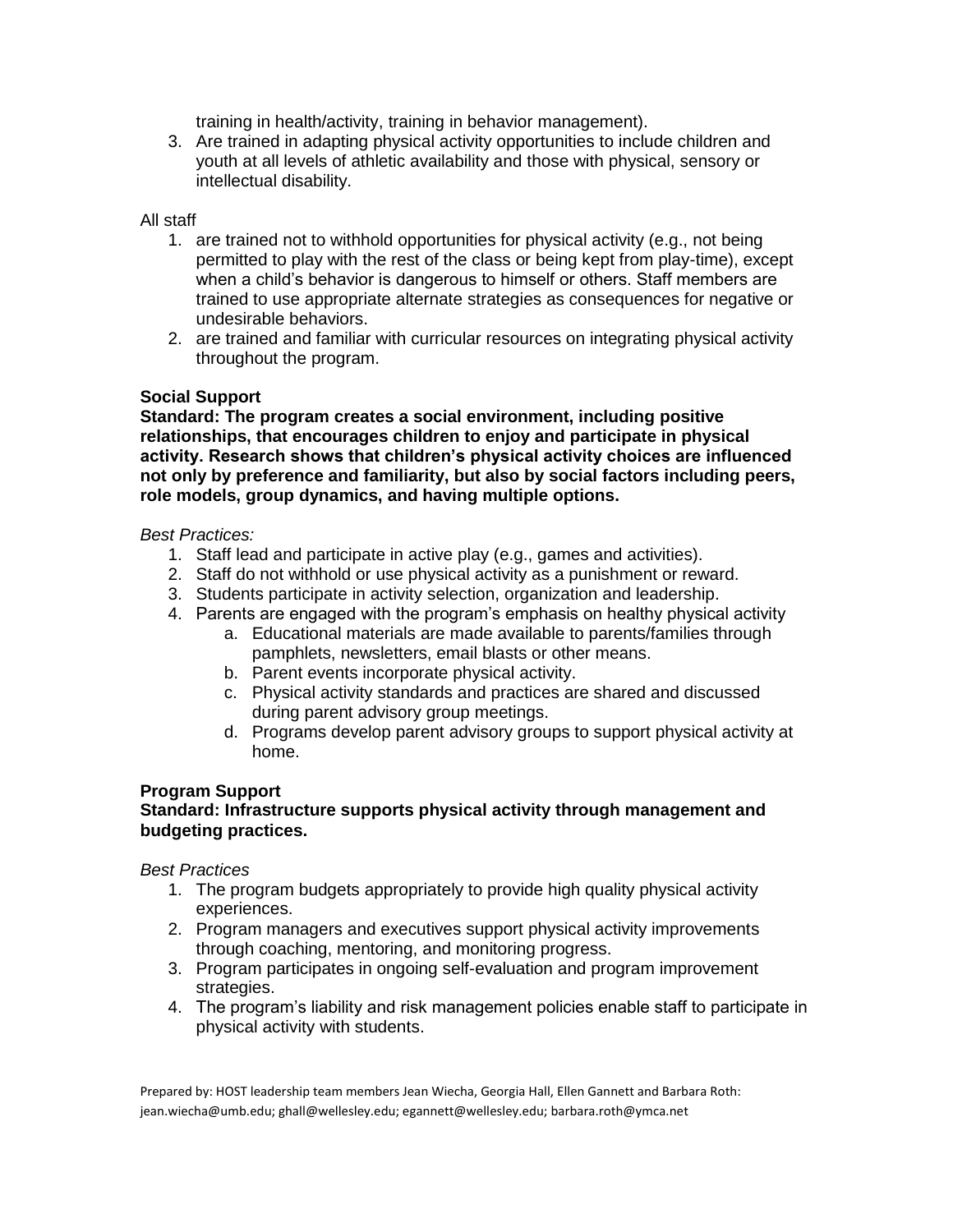training in health/activity, training in behavior management).

3. Are trained in adapting physical activity opportunities to include children and youth at all levels of athletic availability and those with physical, sensory or intellectual disability.

All staff

1. are trained not to withhold opportunities for physical activity (e.g., not being permitted to play with the rest of the class or being kept from play-time), except when a child's behavior is dangerous to himself or others. Staff members are trained to use appropriate alternate strategies as consequences for negative or undesirable behaviors.
2. are trained and familiar with curricular resources on integrating physical activity throughout the program.

**Social Support**

**Standard: The program creates a social environment, including positive relationships, that encourages children to enjoy and participate in physical activity. Research shows that children's physical activity choices are influenced not only by preference and familiarity, but also by social factors including peers, role models, group dynamics, and having multiple options.**

*Best Practices:*

1. Staff lead and participate in active play (e.g., games and activities).
2. Staff do not withhold or use physical activity as a punishment or reward.
3. Students participate in activity selection, organization and leadership.
4. Parents are engaged with the program's emphasis on healthy physical activity
   a. Educational materials are made available to parents/families through pamphlets, newsletters, email blasts or other means.
   b. Parent events incorporate physical activity.
   c. Physical activity standards and practices are shared and discussed during parent advisory group meetings.
   d. Programs develop parent advisory groups to support physical activity at home.

**Program Support**

**Standard: Infrastructure supports physical activity through management and budgeting practices.**

*Best Practices*

1. The program budgets appropriately to provide high quality physical activity experiences.
2. Program managers and executives support physical activity improvements through coaching, mentoring, and monitoring progress.
3. Program participates in ongoing self-evaluation and program improvement strategies.
4. The program's liability and risk management policies enable staff to participate in physical activity with students.

Prepared by: HOST leadership team members Jean Wiecha, Georgia Hall, Ellen Gannett and Barbara Roth: jean.wiecha@umb.edu; ghall@wellesley.edu; egannett@wellesley.edu; barbara.roth@ymca.net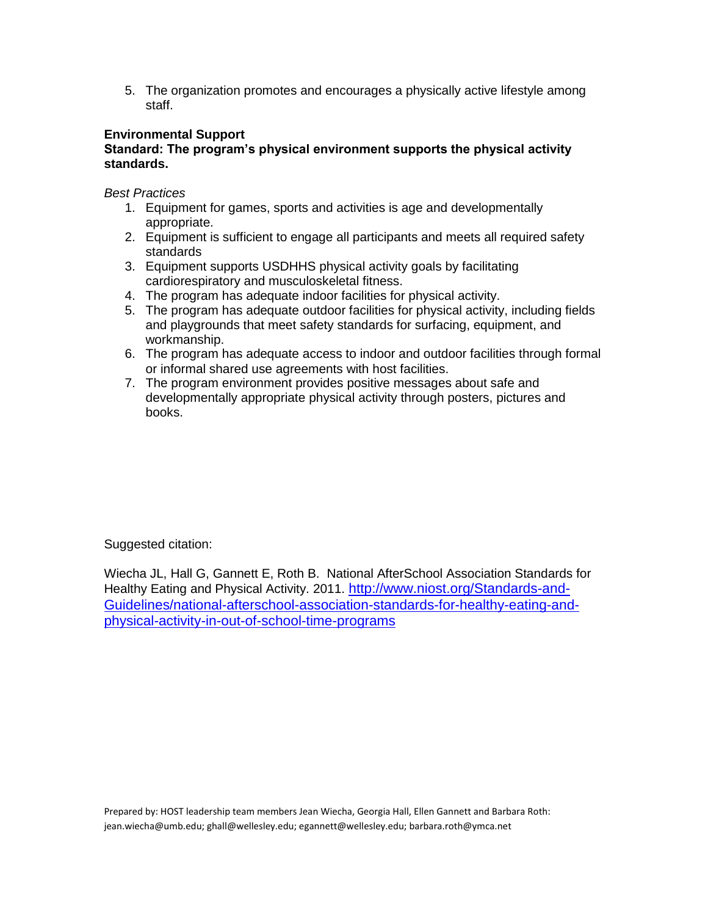5. The organization promotes and encourages a physically active lifestyle among staff.

**Environmental Support**
**Standard: The program's physical environment supports the physical activity standards.**

*Best Practices*

1. Equipment for games, sports and activities is age and developmentally appropriate.
2. Equipment is sufficient to engage all participants and meets all required safety standards
3. Equipment supports USDHHS physical activity goals by facilitating cardiorespiratory and musculoskeletal fitness.
4. The program has adequate indoor facilities for physical activity.
5. The program has adequate outdoor facilities for physical activity, including fields and playgrounds that meet safety standards for surfacing, equipment, and workmanship.
6. The program has adequate access to indoor and outdoor facilities through formal or informal shared use agreements with host facilities.
7. The program environment provides positive messages about safe and developmentally appropriate physical activity through posters, pictures and books.

Suggested citation:

Wiecha JL, Hall G, Gannett E, Roth B. National AfterSchool Association Standards for Healthy Eating and Physical Activity. 2011. [http://www.niost.org/Standards-and-Guidelines/national-afterschool-association-standards-for-healthy-eating-and-physical-activity-in-out-of-school-time-programs](http://www.niost.org/Standards-and-Guidelines/national-afterschool-association-standards-for-healthy-eating-and-physical-activity-in-out-of-school-time-programs)

Prepared by: HOST leadership team members Jean Wiecha, Georgia Hall, Ellen Gannett and Barbara Roth: jean.wiecha@umb.edu; ghall@wellesley.edu; egannett@wellesley.edu; barbara.roth@ymca.net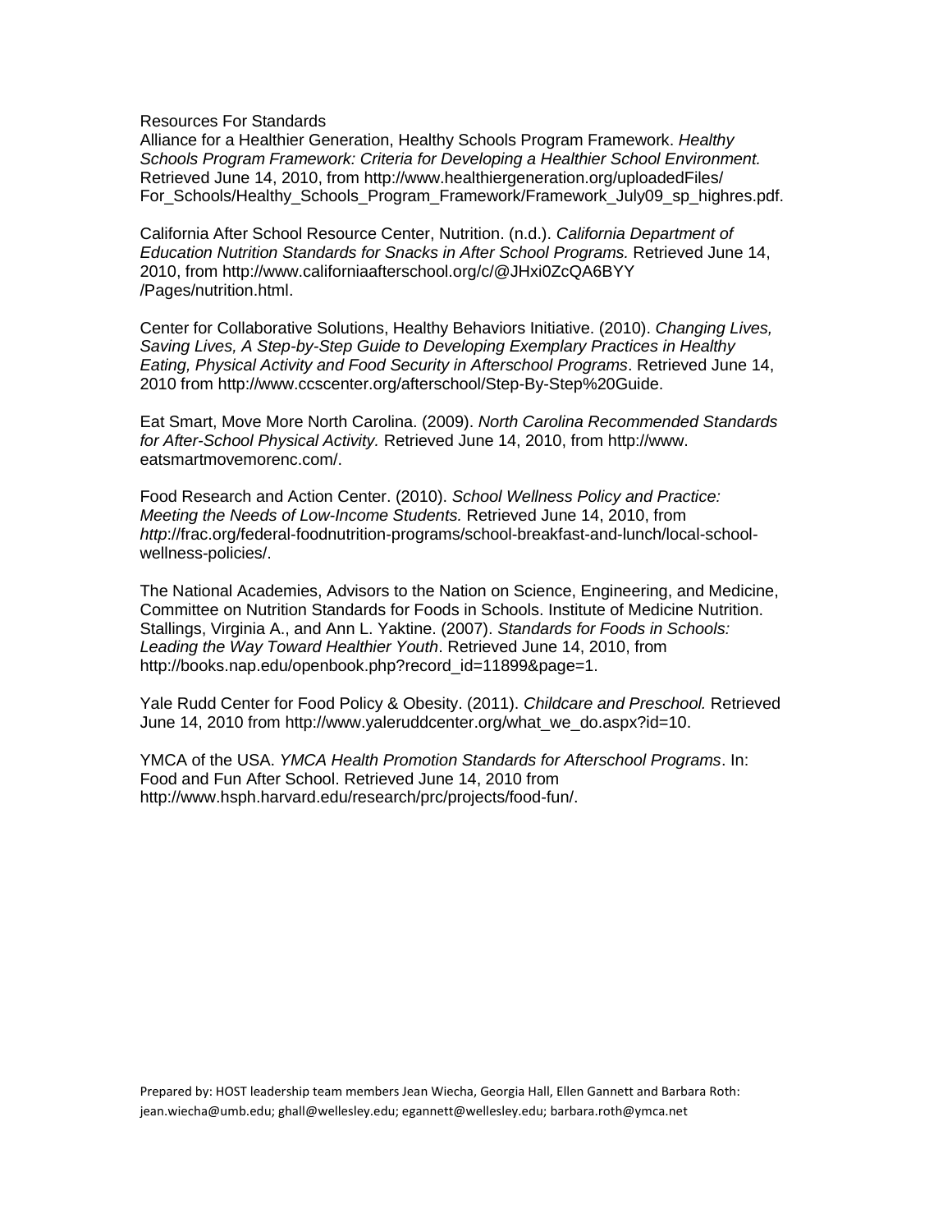Resources For Standards

Alliance for a Healthier Generation, Healthy Schools Program Framework. *Healthy Schools Program Framework: Criteria for Developing a Healthier School Environment.* Retrieved June 14, 2010, from http://www.healthiergeneration.org/uploadedFiles/For_Schools/Healthy_Schools_Program_Framework/Framework_July09_sp_highres.pdf.

California After School Resource Center, Nutrition. (n.d.). *California Department of Education Nutrition Standards for Snacks in After School Programs.* Retrieved June 14, 2010, from http://www.californiaafterschool.org/c/@JHxi0ZcQA6BYY/Pages/nutrition.html.

Center for Collaborative Solutions, Healthy Behaviors Initiative. (2010). *Changing Lives, Saving Lives, A Step-by-Step Guide to Developing Exemplary Practices in Healthy Eating, Physical Activity and Food Security in Afterschool Programs*. Retrieved June 14, 2010 from http://www.ccscenter.org/afterschool/Step-By-Step%20Guide.

Eat Smart, Move More North Carolina. (2009). *North Carolina Recommended Standards for After-School Physical Activity.* Retrieved June 14, 2010, from http://www.eatsmartmovemorenc.com/.

Food Research and Action Center. (2010). *School Wellness Policy and Practice: Meeting the Needs of Low-Income Students.* Retrieved June 14, 2010, from *http*://frac.org/federal-foodnutrition-programs/school-breakfast-and-lunch/local-school-wellness-policies/.

The National Academies, Advisors to the Nation on Science, Engineering, and Medicine, Committee on Nutrition Standards for Foods in Schools. Institute of Medicine Nutrition. Stallings, Virginia A., and Ann L. Yaktine. (2007). *Standards for Foods in Schools: Leading the Way Toward Healthier Youth*. Retrieved June 14, 2010, from http://books.nap.edu/openbook.php?record_id=11899&page=1.

Yale Rudd Center for Food Policy & Obesity. (2011). *Childcare and Preschool.* Retrieved June 14, 2010 from http://www.yaleruddcenter.org/what_we_do.aspx?id=10.

YMCA of the USA. *YMCA Health Promotion Standards for Afterschool Programs*. In: Food and Fun After School. Retrieved June 14, 2010 from http://www.hsph.harvard.edu/research/prc/projects/food-fun/.

Prepared by: HOST leadership team members Jean Wiecha, Georgia Hall, Ellen Gannett and Barbara Roth: jean.wiecha@umb.edu; ghall@wellesley.edu; egannett@wellesley.edu; barbara.roth@ymca.net